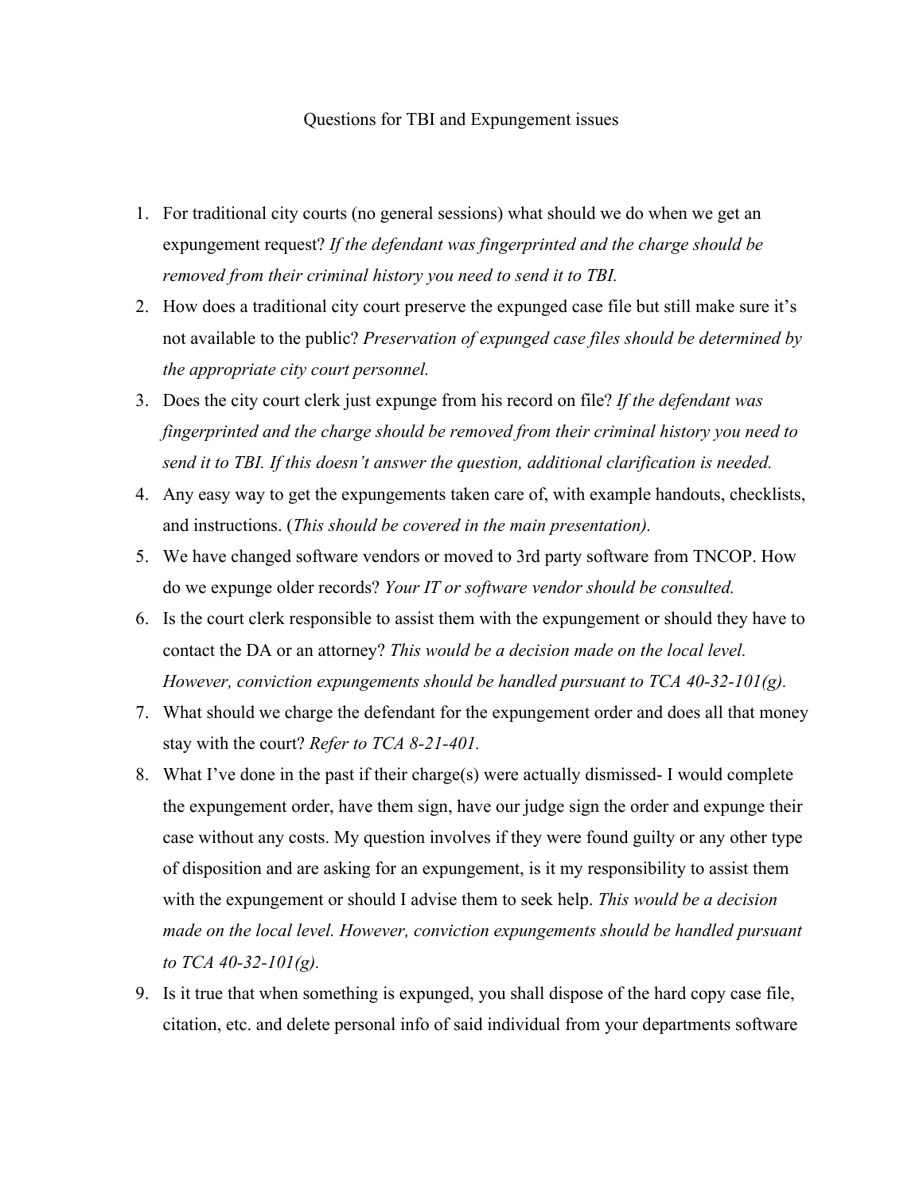# Questions for TBI and Expungement issues

1. For traditional city courts (no general sessions) what should we do when we get an expungement request? *If the defendant was fingerprinted and the charge should be removed from their criminal history you need to send it to TBI.*
2. How does a traditional city court preserve the expunged case file but still make sure it's not available to the public? *Preservation of expunged case files should be determined by the appropriate city court personnel.*
3. Does the city court clerk just expunge from his record on file? *If the defendant was fingerprinted and the charge should be removed from their criminal history you need to send it to TBI. If this doesn't answer the question, additional clarification is needed.*
4. Any easy way to get the expungements taken care of, with example handouts, checklists, and instructions. (*This should be covered in the main presentation).*
5. We have changed software vendors or moved to 3rd party software from TNCOP. How do we expunge older records? *Your IT or software vendor should be consulted.*
6. Is the court clerk responsible to assist them with the expungement or should they have to contact the DA or an attorney? *This would be a decision made on the local level. However, conviction expungements should be handled pursuant to TCA 40-32-101(g).*
7. What should we charge the defendant for the expungement order and does all that money stay with the court? *Refer to TCA 8-21-401.*
8. What I've done in the past if their charge(s) were actually dismissed- I would complete the expungement order, have them sign, have our judge sign the order and expunge their case without any costs. My question involves if they were found guilty or any other type of disposition and are asking for an expungement, is it my responsibility to assist them with the expungement or should I advise them to seek help. *This would be a decision made on the local level. However, conviction expungements should be handled pursuant to TCA 40-32-101(g).*
9. Is it true that when something is expunged, you shall dispose of the hard copy case file, citation, etc. and delete personal info of said individual from your departments software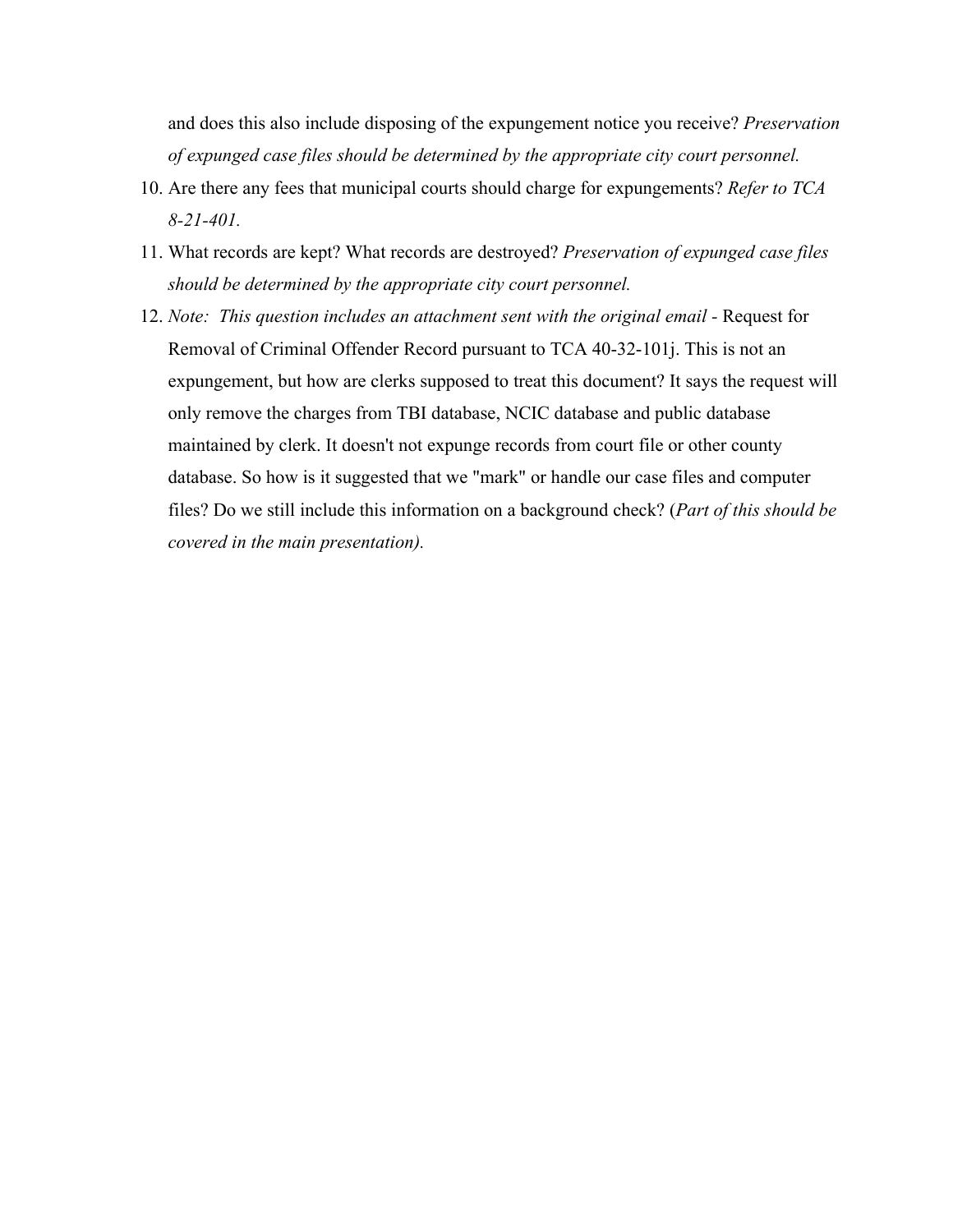and does this also include disposing of the expungement notice you receive? *Preservation of expunged case files should be determined by the appropriate city court personnel.*

10. Are there any fees that municipal courts should charge for expungements? *Refer to TCA 8-21-401.*
11. What records are kept? What records are destroyed? *Preservation of expunged case files should be determined by the appropriate city court personnel.*
12. *Note: This question includes an attachment sent with the original email -* Request for Removal of Criminal Offender Record pursuant to TCA 40-32-101j. This is not an expungement, but how are clerks supposed to treat this document? It says the request will only remove the charges from TBI database, NCIC database and public database maintained by clerk. It doesn't not expunge records from court file or other county database. So how is it suggested that we "mark" or handle our case files and computer files? Do we still include this information on a background check? (*Part of this should be covered in the main presentation).*